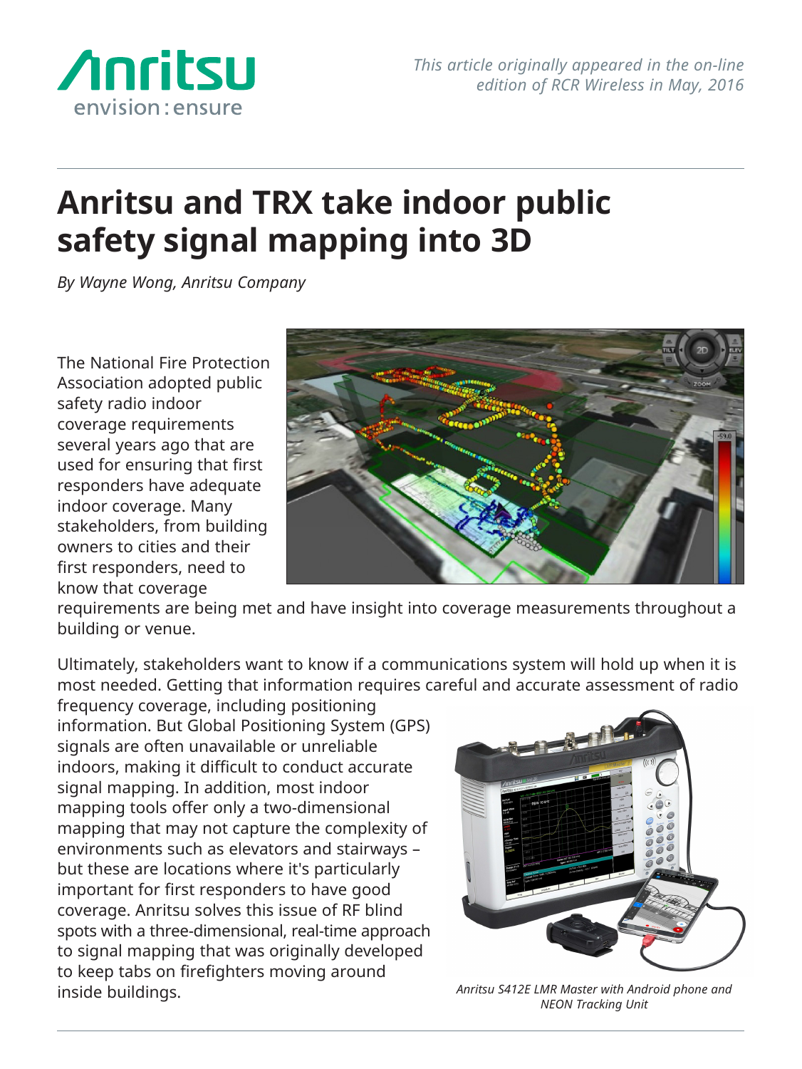*This article originally appeared in the on-line edition of RCR Wireless in May, 2016*

# Anritsu and TRX take indoor public safety signal mapping into 3D

*By Wayne Wong, Anritsu Company*

The National Fire Protection Association adopted public safety radio indoor coverage requirements several years ago that are used for ensuring that first responders have adequate indoor coverage. Many stakeholders, from building owners to cities and their first responders, need to know that coverage requirements are being met and have insight into coverage measurements throughout a building or venue.

Ultimately, stakeholders want to know if a communications system will hold up when it is most needed. Getting that information requires careful and accurate assessment of radio frequency coverage, including positioning information. But Global Positioning System (GPS) signals are often unavailable or unreliable indoors, making it difficult to conduct accurate signal mapping. In addition, most indoor mapping tools offer only a two-dimensional mapping that may not capture the complexity of environments such as elevators and stairways – but these are locations where it's particularly important for first responders to have good coverage. Anritsu solves this issue of RF blind spots with a three-dimensional, real-time approach to signal mapping that was originally developed to keep tabs on firefighters moving around inside buildings.

*Anritsu S412E LMR Master with Android phone and NEON Tracking Unit*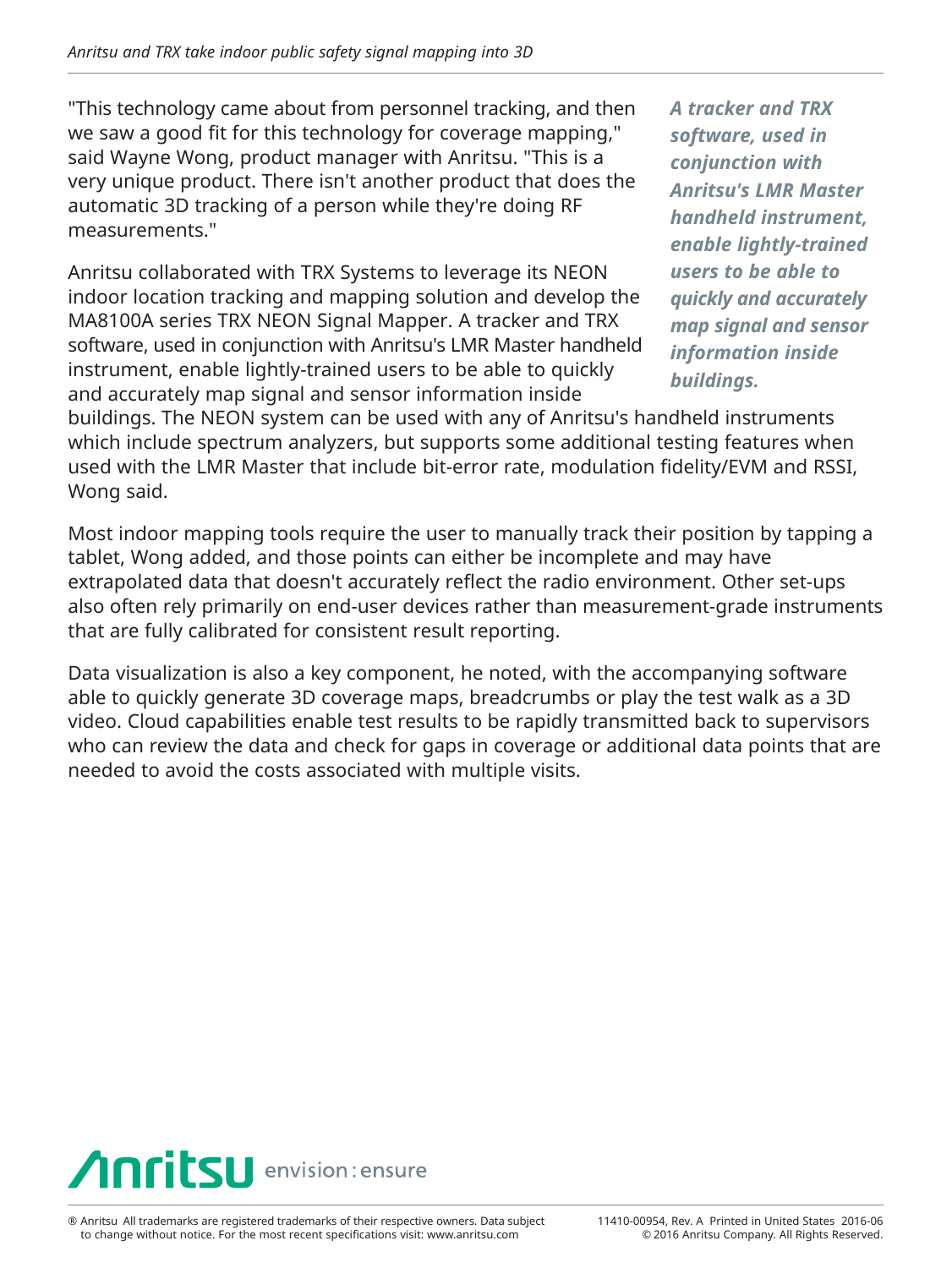"This technology came about from personnel tracking, and then we saw a good fit for this technology for coverage mapping," said Wayne Wong, product manager with Anritsu. "This is a very unique product. There isn't another product that does the automatic 3D tracking of a person while they're doing RF measurements."

***A tracker and TRX software, used in conjunction with Anritsu's LMR Master handheld instrument, enable lightly-trained users to be able to quickly and accurately map signal and sensor information inside buildings.***

Anritsu collaborated with TRX Systems to leverage its NEON indoor location tracking and mapping solution and develop the MA8100A series TRX NEON Signal Mapper. A tracker and TRX software, used in conjunction with Anritsu's LMR Master handheld instrument, enable lightly-trained users to be able to quickly and accurately map signal and sensor information inside buildings. The NEON system can be used with any of Anritsu's handheld instruments which include spectrum analyzers, but supports some additional testing features when used with the LMR Master that include bit-error rate, modulation fidelity/EVM and RSSI, Wong said.

Most indoor mapping tools require the user to manually track their position by tapping a tablet, Wong added, and those points can either be incomplete and may have extrapolated data that doesn't accurately reflect the radio environment. Other set-ups also often rely primarily on end-user devices rather than measurement-grade instruments that are fully calibrated for consistent result reporting.

Data visualization is also a key component, he noted, with the accompanying software able to quickly generate 3D coverage maps, breadcrumbs or play the test walk as a 3D video. Cloud capabilities enable test results to be rapidly transmitted back to supervisors who can review the data and check for gaps in coverage or additional data points that are needed to avoid the costs associated with multiple visits.

Anritsu envision : ensure

® Anritsu All trademarks are registered trademarks of their respective owners. Data subject to change without notice. For the most recent specifications visit: www.anritsu.com

11410-00954, Rev. A Printed in United States 2016-06
© 2016 Anritsu Company. All Rights Reserved.